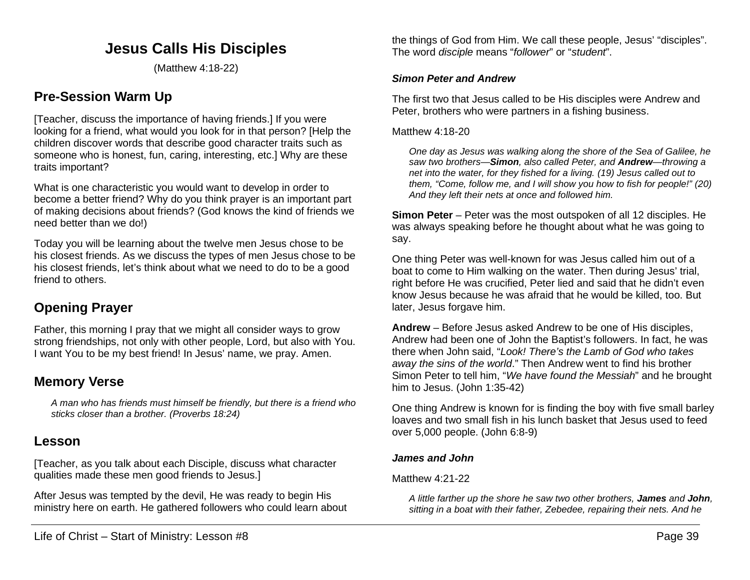# Jesus Calls His Disciples

(Matthew 4:18-22)

## Pre-Session Warm Up

[Teacher, discuss the importance of having friends.] If you were looking for a friend, what would you look for in that person? [Help the children discover words that describe good character traits such as someone who is honest, fun, caring, interesting, etc.] Why are these traits important?

What is one characteristic you would want to develop in order to become a better friend? Why do you think prayer is an important part of making decisions about friends? (God knows the kind of friends we need better than we do!)

Today you will be learning about the twelve men Jesus chose to be his closest friends. As we discuss the types of men Jesus chose to be his closest friends, let's think about what we need to do to be a good friend to others.

## Opening Prayer

Father, this morning I pray that we might all consider ways to grow strong friendships, not only with other people, Lord, but also with You. I want You to be my best friend! In Jesus' name, we pray. Amen.

## Memory Verse

> *A man who has friends must himself be friendly, but there is a friend who sticks closer than a brother. (Proverbs 18:24)*

## Lesson

[Teacher, as you talk about each Disciple, discuss what character qualities made these men good friends to Jesus.]

After Jesus was tempted by the devil, He was ready to begin His ministry here on earth. He gathered followers who could learn about the things of God from Him. We call these people, Jesus' "disciples". The word *disciple* means "*follower*" or "*student*".

### *Simon Peter and Andrew*

The first two that Jesus called to be His disciples were Andrew and Peter, brothers who were partners in a fishing business.

Matthew 4:18-20

> *One day as Jesus was walking along the shore of the Sea of Galilee, he saw two brothers—**Simon**, also called Peter, and **Andrew**—throwing a net into the water, for they fished for a living. (19) Jesus called out to them, "Come, follow me, and I will show you how to fish for people!" (20) And they left their nets at once and followed him.*

**Simon Peter** – Peter was the most outspoken of all 12 disciples. He was always speaking before he thought about what he was going to say.

One thing Peter was well-known for was Jesus called him out of a boat to come to Him walking on the water. Then during Jesus' trial, right before He was crucified, Peter lied and said that he didn't even know Jesus because he was afraid that he would be killed, too. But later, Jesus forgave him.

**Andrew** – Before Jesus asked Andrew to be one of His disciples, Andrew had been one of John the Baptist's followers. In fact, he was there when John said, "*Look! There's the Lamb of God who takes away the sins of the world*." Then Andrew went to find his brother Simon Peter to tell him, "*We have found the Messiah*" and he brought him to Jesus. (John 1:35-42)

One thing Andrew is known for is finding the boy with five small barley loaves and two small fish in his lunch basket that Jesus used to feed over 5,000 people. (John 6:8-9)

### *James and John*

Matthew 4:21-22

> *A little farther up the shore he saw two other brothers, **James** and **John**, sitting in a boat with their father, Zebedee, repairing their nets. And he*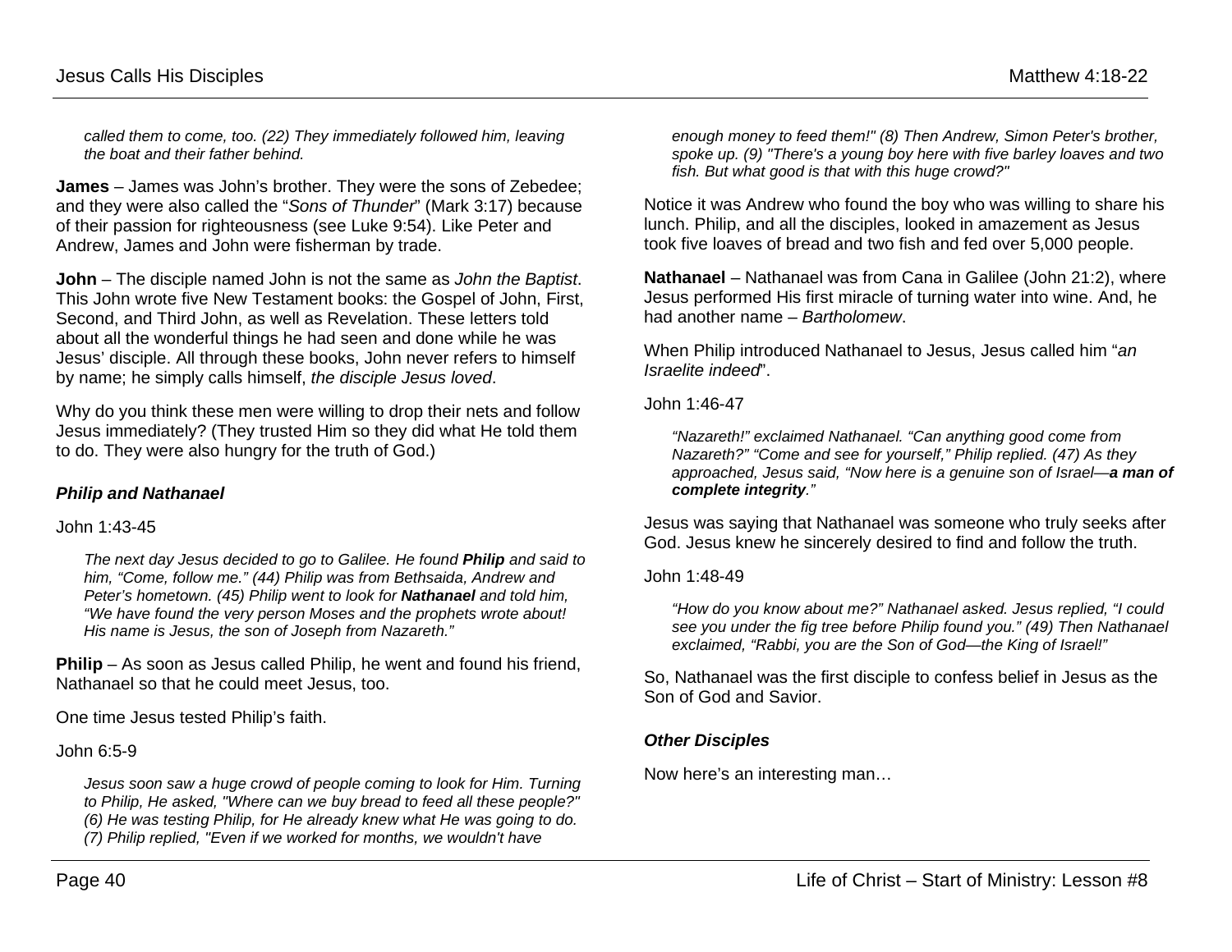*called them to come, too. (22) They immediately followed him, leaving the boat and their father behind.*

**James** – James was John's brother. They were the sons of Zebedee; and they were also called the "*Sons of Thunder*" (Mark 3:17) because of their passion for righteousness (see Luke 9:54). Like Peter and Andrew, James and John were fisherman by trade.

**John** – The disciple named John is not the same as *John the Baptist*. This John wrote five New Testament books: the Gospel of John, First, Second, and Third John, as well as Revelation. These letters told about all the wonderful things he had seen and done while he was Jesus' disciple. All through these books, John never refers to himself by name; he simply calls himself, *the disciple Jesus loved*.

Why do you think these men were willing to drop their nets and follow Jesus immediately? (They trusted Him so they did what He told them to do. They were also hungry for the truth of God.)

### *Philip and Nathanael*

John 1:43-45

*The next day Jesus decided to go to Galilee. He found **Philip** and said to him, "Come, follow me." (44) Philip was from Bethsaida, Andrew and Peter's hometown. (45) Philip went to look for **Nathanael** and told him, "We have found the very person Moses and the prophets wrote about! His name is Jesus, the son of Joseph from Nazareth."*

**Philip** – As soon as Jesus called Philip, he went and found his friend, Nathanael so that he could meet Jesus, too.

One time Jesus tested Philip's faith.

John 6:5-9

*Jesus soon saw a huge crowd of people coming to look for Him. Turning to Philip, He asked, "Where can we buy bread to feed all these people?" (6) He was testing Philip, for He already knew what He was going to do. (7) Philip replied, "Even if we worked for months, we wouldn't have enough money to feed them!" (8) Then Andrew, Simon Peter's brother, spoke up. (9) "There's a young boy here with five barley loaves and two fish. But what good is that with this huge crowd?"*

Notice it was Andrew who found the boy who was willing to share his lunch. Philip, and all the disciples, looked in amazement as Jesus took five loaves of bread and two fish and fed over 5,000 people.

**Nathanael** – Nathanael was from Cana in Galilee (John 21:2), where Jesus performed His first miracle of turning water into wine. And, he had another name – *Bartholomew*.

When Philip introduced Nathanael to Jesus, Jesus called him "*an Israelite indeed*".

John 1:46-47

*"Nazareth!" exclaimed Nathanael. "Can anything good come from Nazareth?" "Come and see for yourself," Philip replied. (47) As they approached, Jesus said, "Now here is a genuine son of Israel—**a man of complete integrity**."*

Jesus was saying that Nathanael was someone who truly seeks after God. Jesus knew he sincerely desired to find and follow the truth.

John 1:48-49

*"How do you know about me?" Nathanael asked. Jesus replied, "I could see you under the fig tree before Philip found you." (49) Then Nathanael exclaimed, "Rabbi, you are the Son of God—the King of Israel!"*

So, Nathanael was the first disciple to confess belief in Jesus as the Son of God and Savior.

### *Other Disciples*

Now here's an interesting man…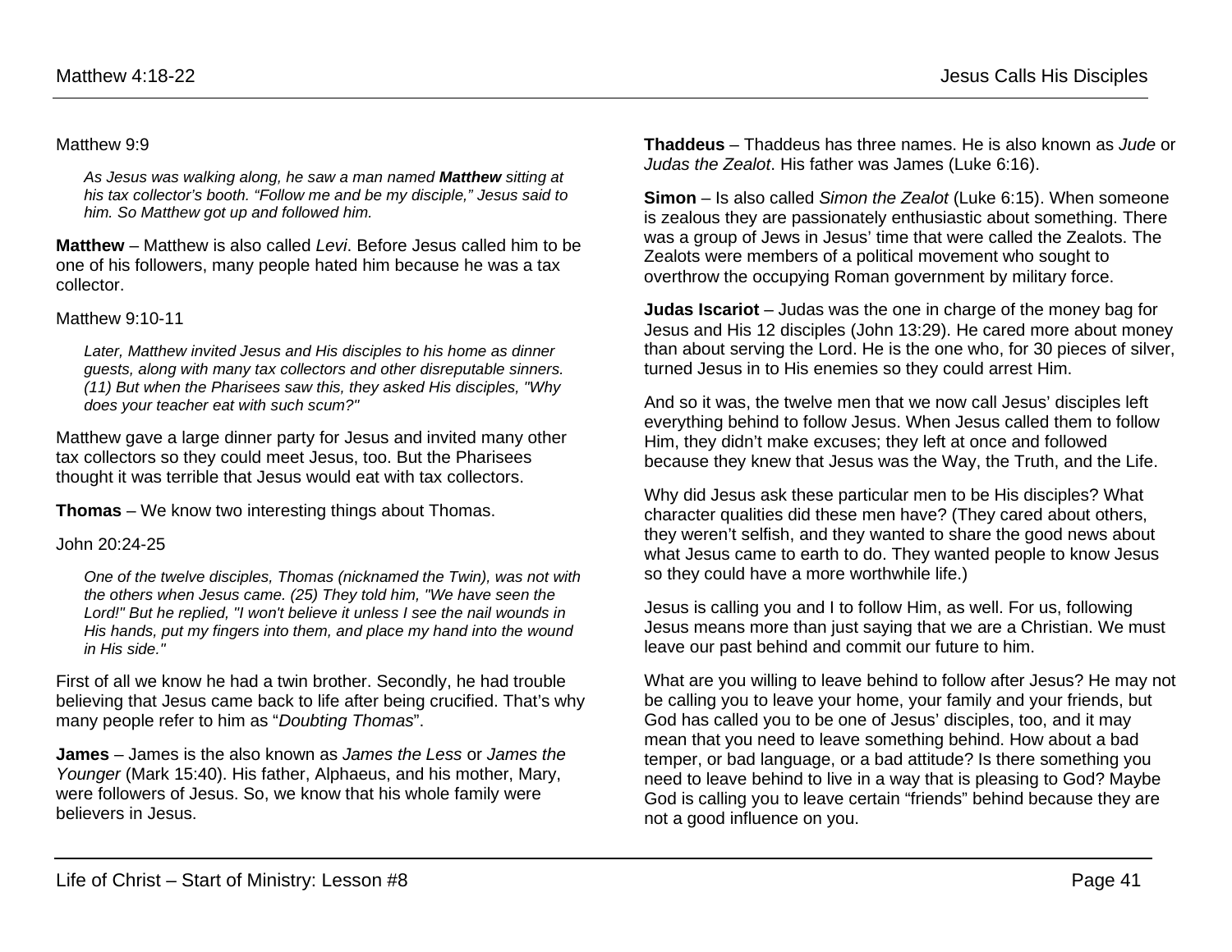Matthew 9:9

> *As Jesus was walking along, he saw a man named **Matthew** sitting at his tax collector's booth. "Follow me and be my disciple," Jesus said to him. So Matthew got up and followed him.*

**Matthew** – Matthew is also called *Levi*. Before Jesus called him to be one of his followers, many people hated him because he was a tax collector.

Matthew 9:10-11

> *Later, Matthew invited Jesus and His disciples to his home as dinner guests, along with many tax collectors and other disreputable sinners. (11) But when the Pharisees saw this, they asked His disciples, "Why does your teacher eat with such scum?"*

Matthew gave a large dinner party for Jesus and invited many other tax collectors so they could meet Jesus, too. But the Pharisees thought it was terrible that Jesus would eat with tax collectors.

**Thomas** – We know two interesting things about Thomas.

John 20:24-25

> *One of the twelve disciples, Thomas (nicknamed the Twin), was not with the others when Jesus came. (25) They told him, "We have seen the Lord!" But he replied, "I won't believe it unless I see the nail wounds in His hands, put my fingers into them, and place my hand into the wound in His side."*

First of all we know he had a twin brother. Secondly, he had trouble believing that Jesus came back to life after being crucified. That's why many people refer to him as "*Doubting Thomas*".

**James** – James is the also known as *James the Less* or *James the Younger* (Mark 15:40). His father, Alphaeus, and his mother, Mary, were followers of Jesus. So, we know that his whole family were believers in Jesus.

**Thaddeus** – Thaddeus has three names. He is also known as *Jude* or *Judas the Zealot*. His father was James (Luke 6:16).

**Simon** – Is also called *Simon the Zealot* (Luke 6:15). When someone is zealous they are passionately enthusiastic about something. There was a group of Jews in Jesus' time that were called the Zealots. The Zealots were members of a political movement who sought to overthrow the occupying Roman government by military force.

**Judas Iscariot** – Judas was the one in charge of the money bag for Jesus and His 12 disciples (John 13:29). He cared more about money than about serving the Lord. He is the one who, for 30 pieces of silver, turned Jesus in to His enemies so they could arrest Him.

And so it was, the twelve men that we now call Jesus' disciples left everything behind to follow Jesus. When Jesus called them to follow Him, they didn't make excuses; they left at once and followed because they knew that Jesus was the Way, the Truth, and the Life.

Why did Jesus ask these particular men to be His disciples? What character qualities did these men have? (They cared about others, they weren't selfish, and they wanted to share the good news about what Jesus came to earth to do. They wanted people to know Jesus so they could have a more worthwhile life.)

Jesus is calling you and I to follow Him, as well. For us, following Jesus means more than just saying that we are a Christian. We must leave our past behind and commit our future to him.

What are you willing to leave behind to follow after Jesus? He may not be calling you to leave your home, your family and your friends, but God has called you to be one of Jesus' disciples, too, and it may mean that you need to leave something behind. How about a bad temper, or bad language, or a bad attitude? Is there something you need to leave behind to live in a way that is pleasing to God? Maybe God is calling you to leave certain "friends" behind because they are not a good influence on you.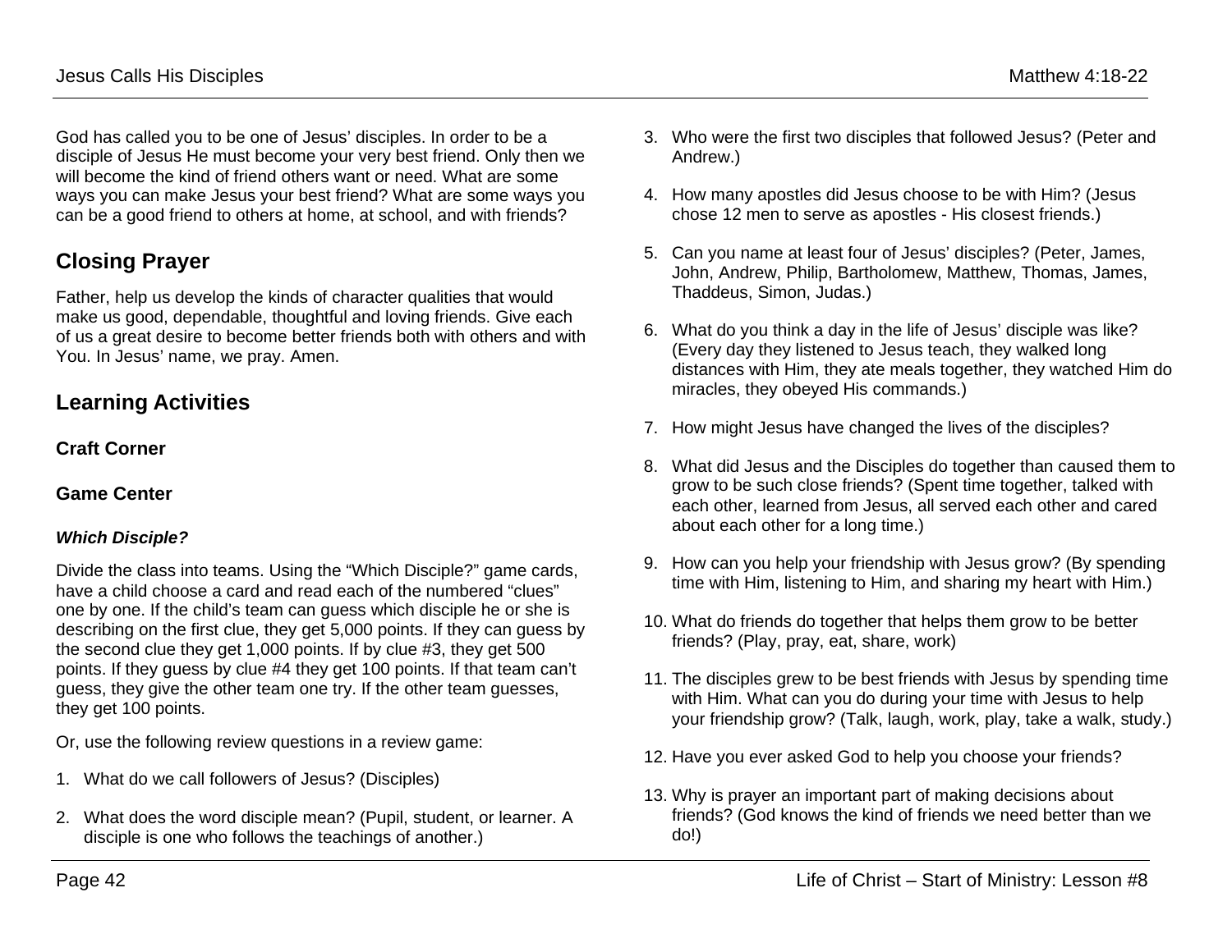God has called you to be one of Jesus' disciples. In order to be a disciple of Jesus He must become your very best friend. Only then we will become the kind of friend others want or need. What are some ways you can make Jesus your best friend? What are some ways you can be a good friend to others at home, at school, and with friends?

## Closing Prayer

Father, help us develop the kinds of character qualities that would make us good, dependable, thoughtful and loving friends. Give each of us a great desire to become better friends both with others and with You. In Jesus' name, we pray. Amen.

## Learning Activities

### Craft Corner

### Game Center

#### *Which Disciple?*

Divide the class into teams. Using the "Which Disciple?" game cards, have a child choose a card and read each of the numbered "clues" one by one. If the child's team can guess which disciple he or she is describing on the first clue, they get 5,000 points. If they can guess by the second clue they get 1,000 points. If by clue #3, they get 500 points. If they guess by clue #4 they get 100 points. If that team can't guess, they give the other team one try. If the other team guesses, they get 100 points.

Or, use the following review questions in a review game:

1. What do we call followers of Jesus? (Disciples)
2. What does the word disciple mean? (Pupil, student, or learner. A disciple is one who follows the teachings of another.)
3. Who were the first two disciples that followed Jesus? (Peter and Andrew.)
4. How many apostles did Jesus choose to be with Him? (Jesus chose 12 men to serve as apostles - His closest friends.)
5. Can you name at least four of Jesus' disciples? (Peter, James, John, Andrew, Philip, Bartholomew, Matthew, Thomas, James, Thaddeus, Simon, Judas.)
6. What do you think a day in the life of Jesus' disciple was like? (Every day they listened to Jesus teach, they walked long distances with Him, they ate meals together, they watched Him do miracles, they obeyed His commands.)
7. How might Jesus have changed the lives of the disciples?
8. What did Jesus and the Disciples do together than caused them to grow to be such close friends? (Spent time together, talked with each other, learned from Jesus, all served each other and cared about each other for a long time.)
9. How can you help your friendship with Jesus grow? (By spending time with Him, listening to Him, and sharing my heart with Him.)
10. What do friends do together that helps them grow to be better friends? (Play, pray, eat, share, work)
11. The disciples grew to be best friends with Jesus by spending time with Him. What can you do during your time with Jesus to help your friendship grow? (Talk, laugh, work, play, take a walk, study.)
12. Have you ever asked God to help you choose your friends?
13. Why is prayer an important part of making decisions about friends? (God knows the kind of friends we need better than we do!)